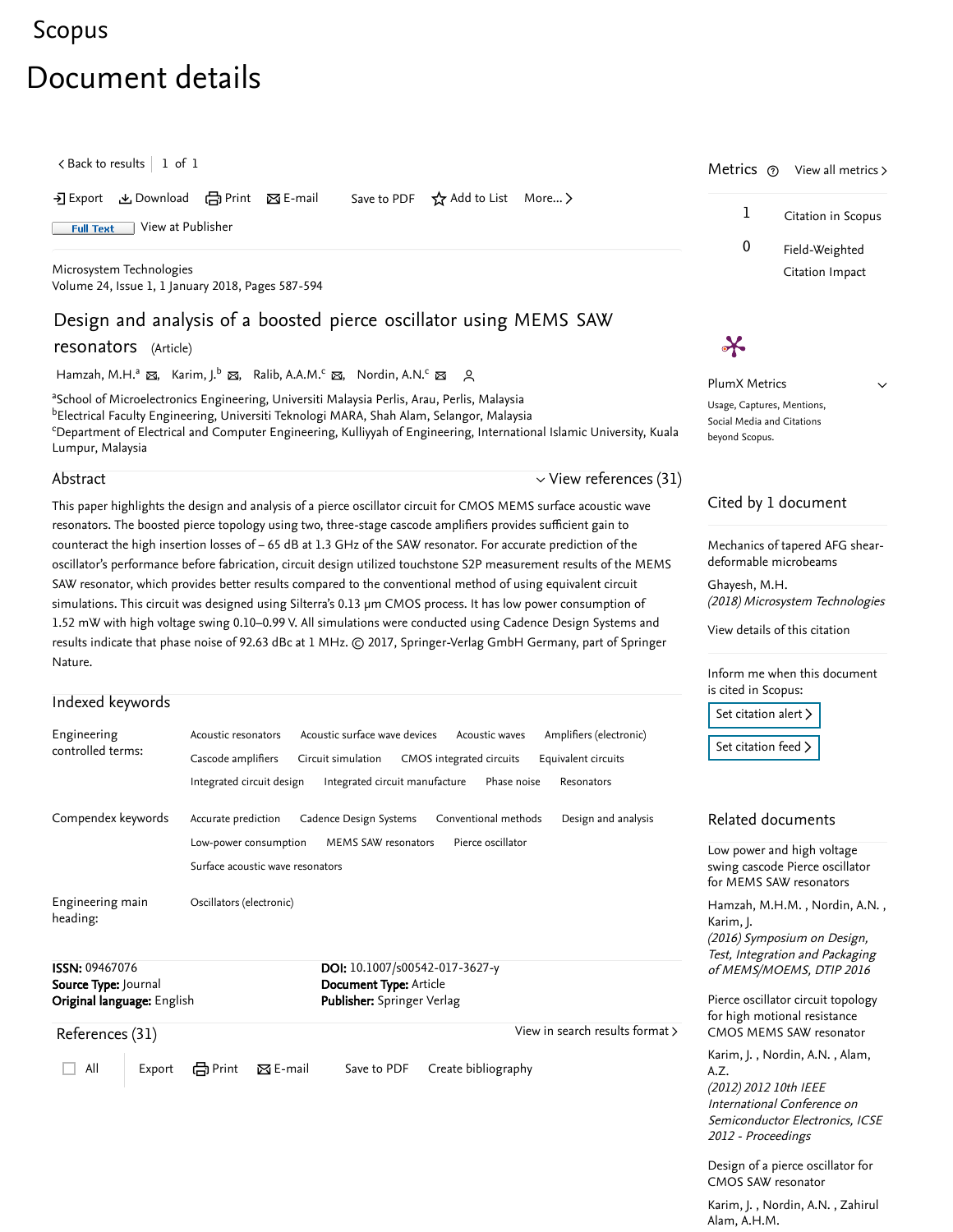Scopus

# Document details

< Back to results | 1 of 1

Export Download Print E-mail Save to PDF Add to List More...

Full Text View at Publisher

Microsystem Technologies
Volume 24, Issue 1, 1 January 2018, Pages 587-594

## Design and analysis of a boosted pierce oscillator using MEMS SAW resonators (Article)

Hamzah, M.H.[a], Karim, J.[b], Ralib, A.A.M.[c], Nordin, A.N.[c]

[a]School of Microelectronics Engineering, Universiti Malaysia Perlis, Arau, Perlis, Malaysia
[b]Electrical Faculty Engineering, Universiti Teknologi MARA, Shah Alam, Selangor, Malaysia
[c]Department of Electrical and Computer Engineering, Kulliyyah of Engineering, International Islamic University, Kuala Lumpur, Malaysia

### Abstract

View references (31)

This paper highlights the design and analysis of a pierce oscillator circuit for CMOS MEMS surface acoustic wave resonators. The boosted pierce topology using two, three-stage cascode amplifiers provides sufficient gain to counteract the high insertion losses of – 65 dB at 1.3 GHz of the SAW resonator. For accurate prediction of the oscillator's performance before fabrication, circuit design utilized touchstone S2P measurement results of the MEMS SAW resonator, which provides better results compared to the conventional method of using equivalent circuit simulations. This circuit was designed using Silterra's 0.13 µm CMOS process. It has low power consumption of 1.52 mW with high voltage swing 0.10–0.99 V. All simulations were conducted using Cadence Design Systems and results indicate that phase noise of 92.63 dBc at 1 MHz. © 2017, Springer-Verlag GmbH Germany, part of Springer Nature.

### Indexed keywords

| | |
|---|---|
| Engineering controlled terms: | Acoustic resonators; Acoustic surface wave devices; Acoustic waves; Amplifiers (electronic); Cascode amplifiers; Circuit simulation; CMOS integrated circuits; Equivalent circuits; Integrated circuit design; Integrated circuit manufacture; Phase noise; Resonators |
| Compendex keywords | Accurate prediction; Cadence Design Systems; Conventional methods; Design and analysis; Low-power consumption; MEMS SAW resonators; Pierce oscillator; Surface acoustic wave resonators |
| Engineering main heading: | Oscillators (electronic) |

**ISSN:** 09467076
**Source Type:** Journal
**Original language:** English
**DOI:** 10.1007/s00542-017-3627-y
**Document Type:** Article
**Publisher:** Springer Verlag

### References (31)

View in search results format >

All Export Print E-mail Save to PDF Create bibliography

### Metrics

View all metrics >

1 Citation in Scopus

0 Field-Weighted Citation Impact

PlumX Metrics

Usage, Captures, Mentions, Social Media and Citations beyond Scopus.

### Cited by 1 document

Mechanics of tapered AFG shear-deformable microbeams

Ghayesh, M.H.
*(2018) Microsystem Technologies*

View details of this citation

Inform me when this document is cited in Scopus:

Set citation alert >

Set citation feed >

### Related documents

Low power and high voltage swing cascode Pierce oscillator for MEMS SAW resonators

Hamzah, M.H.M. , Nordin, A.N. , Karim, J.
*(2016) Symposium on Design, Test, Integration and Packaging of MEMS/MOEMS, DTIP 2016*

Pierce oscillator circuit topology for high motional resistance CMOS MEMS SAW resonator

Karim, J. , Nordin, A.N. , Alam, A.Z.
*(2012) 2012 10th IEEE International Conference on Semiconductor Electronics, ICSE 2012 - Proceedings*

Design of a pierce oscillator for CMOS SAW resonator

Karim, J. , Nordin, A.N. , Zahirul Alam, A.H.M.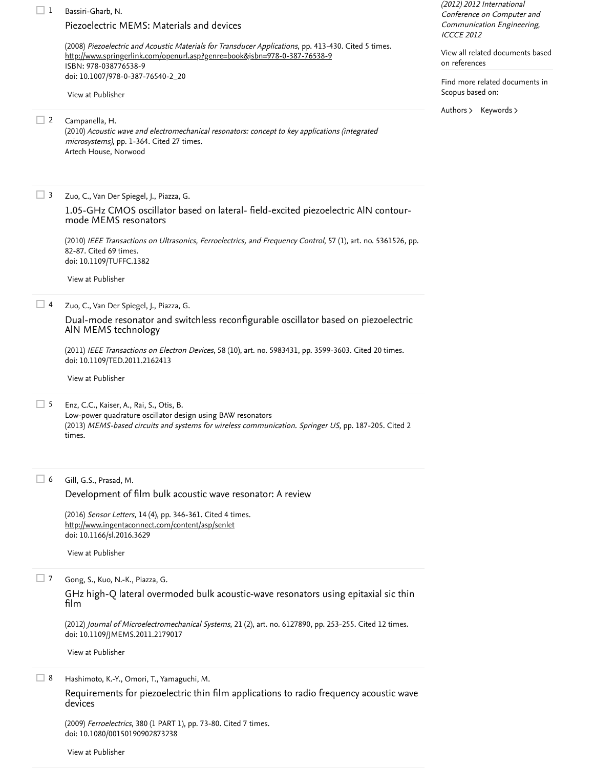(2012) 2012 International Conference on Computer and Communication Engineering, ICCCE 2012

View all related documents based on references

Find more related documents in Scopus based on:

Authors > Keywords >

1 Bassiri-Gharb, N.
Piezoelectric MEMS: Materials and devices

(2008) *Piezoelectric and Acoustic Materials for Transducer Applications*, pp. 413-430. Cited 5 times.
http://www.springerlink.com/openurl.asp?genre=book&isbn=978-0-387-76538-9
ISBN: 978-038776538-9
doi: 10.1007/978-0-387-76540-2_20

View at Publisher

2 Campanella, H.
(2010) *Acoustic wave and electromechanical resonators: concept to key applications (integrated microsystems)*, pp. 1-364. Cited 27 times.
Artech House, Norwood

3 Zuo, C., Van Der Spiegel, J., Piazza, G.
1.05-GHz CMOS oscillator based on lateral- field-excited piezoelectric AlN contour-mode MEMS resonators

(2010) *IEEE Transactions on Ultrasonics, Ferroelectrics, and Frequency Control*, 57 (1), art. no. 5361526, pp. 82-87. Cited 69 times.
doi: 10.1109/TUFFC.1382

View at Publisher

4 Zuo, C., Van Der Spiegel, J., Piazza, G.
Dual-mode resonator and switchless reconfigurable oscillator based on piezoelectric AlN MEMS technology

(2011) *IEEE Transactions on Electron Devices*, 58 (10), art. no. 5983431, pp. 3599-3603. Cited 20 times.
doi: 10.1109/TED.2011.2162413

View at Publisher

5 Enz, C.C., Kaiser, A., Rai, S., Otis, B.
Low-power quadrature oscillator design using BAW resonators
(2013) *MEMS-based circuits and systems for wireless communication. Springer US*, pp. 187-205. Cited 2 times.

6 Gill, G.S., Prasad, M.
Development of film bulk acoustic wave resonator: A review

(2016) *Sensor Letters*, 14 (4), pp. 346-361. Cited 4 times.
http://www.ingentaconnect.com/content/asp/senlet
doi: 10.1166/sl.2016.3629

View at Publisher

7 Gong, S., Kuo, N.-K., Piazza, G.
GHz high-Q lateral overmoded bulk acoustic-wave resonators using epitaxial sic thin film

(2012) *Journal of Microelectromechanical Systems*, 21 (2), art. no. 6127890, pp. 253-255. Cited 12 times.
doi: 10.1109/JMEMS.2011.2179017

View at Publisher

8 Hashimoto, K.-Y., Omori, T., Yamaguchi, M.
Requirements for piezoelectric thin film applications to radio frequency acoustic wave devices

(2009) *Ferroelectrics*, 380 (1 PART 1), pp. 73-80. Cited 7 times.
doi: 10.1080/00150190902873238

View at Publisher